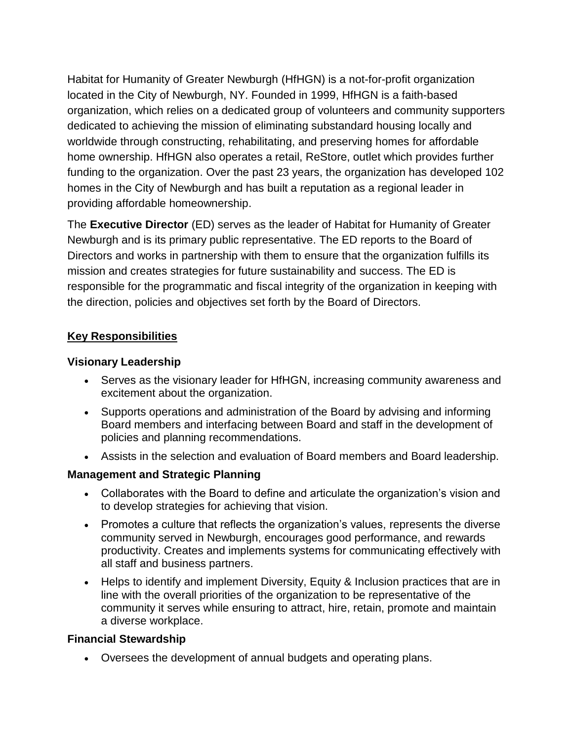Habitat for Humanity of Greater Newburgh (HfHGN) is a not-for-profit organization located in the City of Newburgh, NY. Founded in 1999, HfHGN is a faith-based organization, which relies on a dedicated group of volunteers and community supporters dedicated to achieving the mission of eliminating substandard housing locally and worldwide through constructing, rehabilitating, and preserving homes for affordable home ownership. HfHGN also operates a retail, ReStore, outlet which provides further funding to the organization. Over the past 23 years, the organization has developed 102 homes in the City of Newburgh and has built a reputation as a regional leader in providing affordable homeownership.

The **Executive Director** (ED) serves as the leader of Habitat for Humanity of Greater Newburgh and is its primary public representative. The ED reports to the Board of Directors and works in partnership with them to ensure that the organization fulfills its mission and creates strategies for future sustainability and success. The ED is responsible for the programmatic and fiscal integrity of the organization in keeping with the direction, policies and objectives set forth by the Board of Directors.

## Key Responsibilities

### Visionary Leadership

- Serves as the visionary leader for HfHGN, increasing community awareness and excitement about the organization.
- Supports operations and administration of the Board by advising and informing Board members and interfacing between Board and staff in the development of policies and planning recommendations.
- Assists in the selection and evaluation of Board members and Board leadership.

### Management and Strategic Planning

- Collaborates with the Board to define and articulate the organization's vision and to develop strategies for achieving that vision.
- Promotes a culture that reflects the organization's values, represents the diverse community served in Newburgh, encourages good performance, and rewards productivity. Creates and implements systems for communicating effectively with all staff and business partners.
- Helps to identify and implement Diversity, Equity & Inclusion practices that are in line with the overall priorities of the organization to be representative of the community it serves while ensuring to attract, hire, retain, promote and maintain a diverse workplace.

### Financial Stewardship

- Oversees the development of annual budgets and operating plans.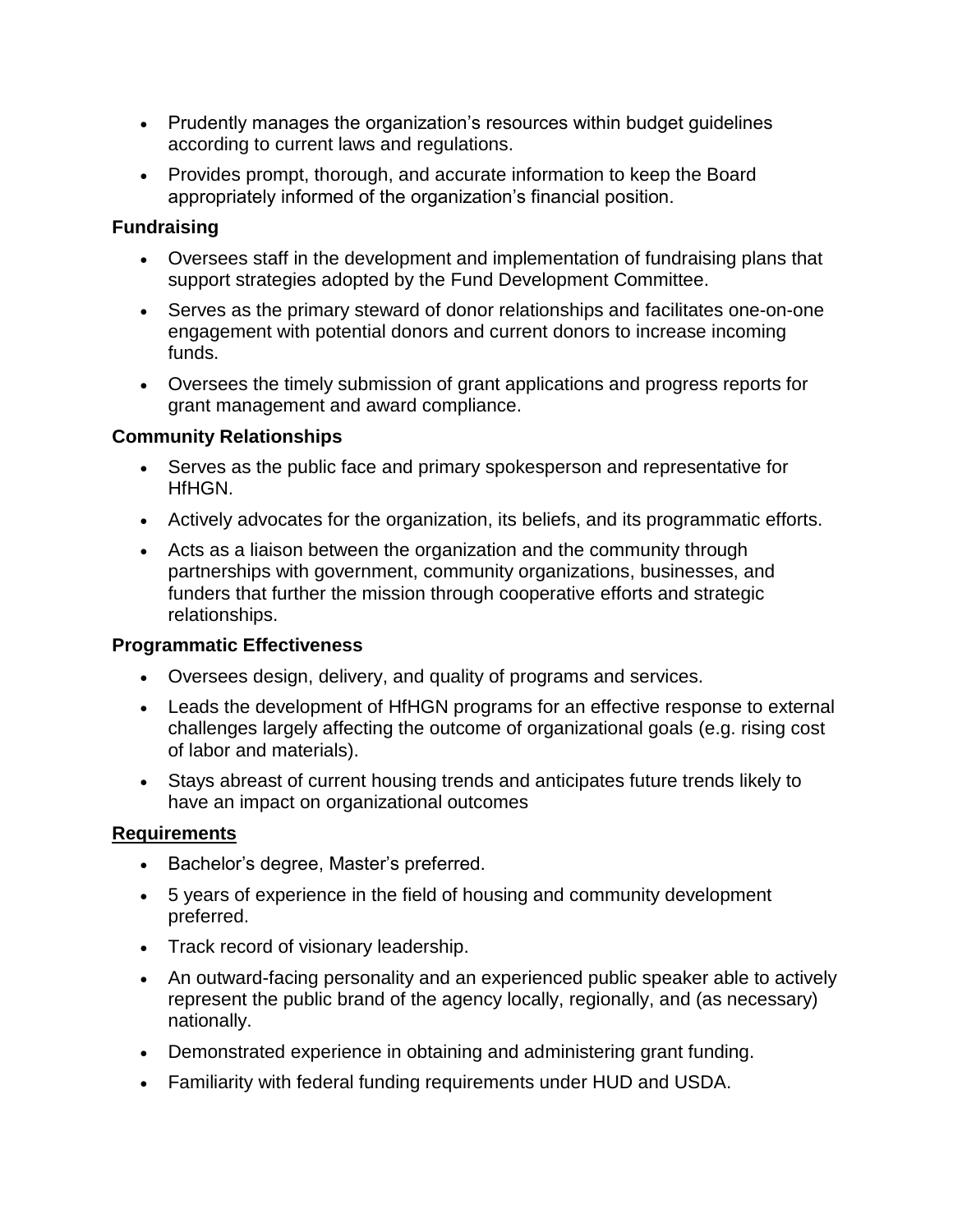- Prudently manages the organization's resources within budget guidelines according to current laws and regulations.
- Provides prompt, thorough, and accurate information to keep the Board appropriately informed of the organization's financial position.

### Fundraising

- Oversees staff in the development and implementation of fundraising plans that support strategies adopted by the Fund Development Committee.
- Serves as the primary steward of donor relationships and facilitates one-on-one engagement with potential donors and current donors to increase incoming funds.
- Oversees the timely submission of grant applications and progress reports for grant management and award compliance.

### Community Relationships

- Serves as the public face and primary spokesperson and representative for HfHGN.
- Actively advocates for the organization, its beliefs, and its programmatic efforts.
- Acts as a liaison between the organization and the community through partnerships with government, community organizations, businesses, and funders that further the mission through cooperative efforts and strategic relationships.

### Programmatic Effectiveness

- Oversees design, delivery, and quality of programs and services.
- Leads the development of HfHGN programs for an effective response to external challenges largely affecting the outcome of organizational goals (e.g. rising cost of labor and materials).
- Stays abreast of current housing trends and anticipates future trends likely to have an impact on organizational outcomes

### Requirements

- Bachelor's degree, Master's preferred.
- 5 years of experience in the field of housing and community development preferred.
- Track record of visionary leadership.
- An outward-facing personality and an experienced public speaker able to actively represent the public brand of the agency locally, regionally, and (as necessary) nationally.
- Demonstrated experience in obtaining and administering grant funding.
- Familiarity with federal funding requirements under HUD and USDA.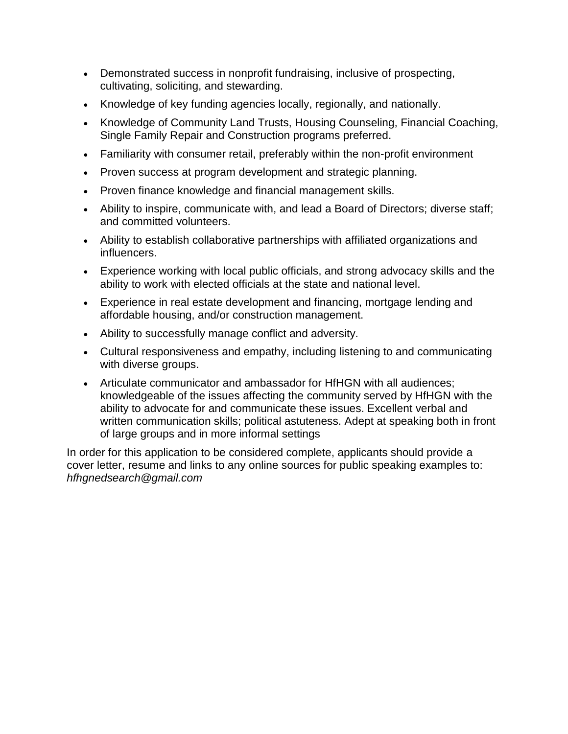- Demonstrated success in nonprofit fundraising, inclusive of prospecting, cultivating, soliciting, and stewarding.
- Knowledge of key funding agencies locally, regionally, and nationally.
- Knowledge of Community Land Trusts, Housing Counseling, Financial Coaching, Single Family Repair and Construction programs preferred.
- Familiarity with consumer retail, preferably within the non-profit environment
- Proven success at program development and strategic planning.
- Proven finance knowledge and financial management skills.
- Ability to inspire, communicate with, and lead a Board of Directors; diverse staff; and committed volunteers.
- Ability to establish collaborative partnerships with affiliated organizations and influencers.
- Experience working with local public officials, and strong advocacy skills and the ability to work with elected officials at the state and national level.
- Experience in real estate development and financing, mortgage lending and affordable housing, and/or construction management.
- Ability to successfully manage conflict and adversity.
- Cultural responsiveness and empathy, including listening to and communicating with diverse groups.
- Articulate communicator and ambassador for HfHGN with all audiences; knowledgeable of the issues affecting the community served by HfHGN with the ability to advocate for and communicate these issues. Excellent verbal and written communication skills; political astuteness. Adept at speaking both in front of large groups and in more informal settings

In order for this application to be considered complete, applicants should provide a cover letter, resume and links to any online sources for public speaking examples to: *hfhgnedsearch@gmail.com*